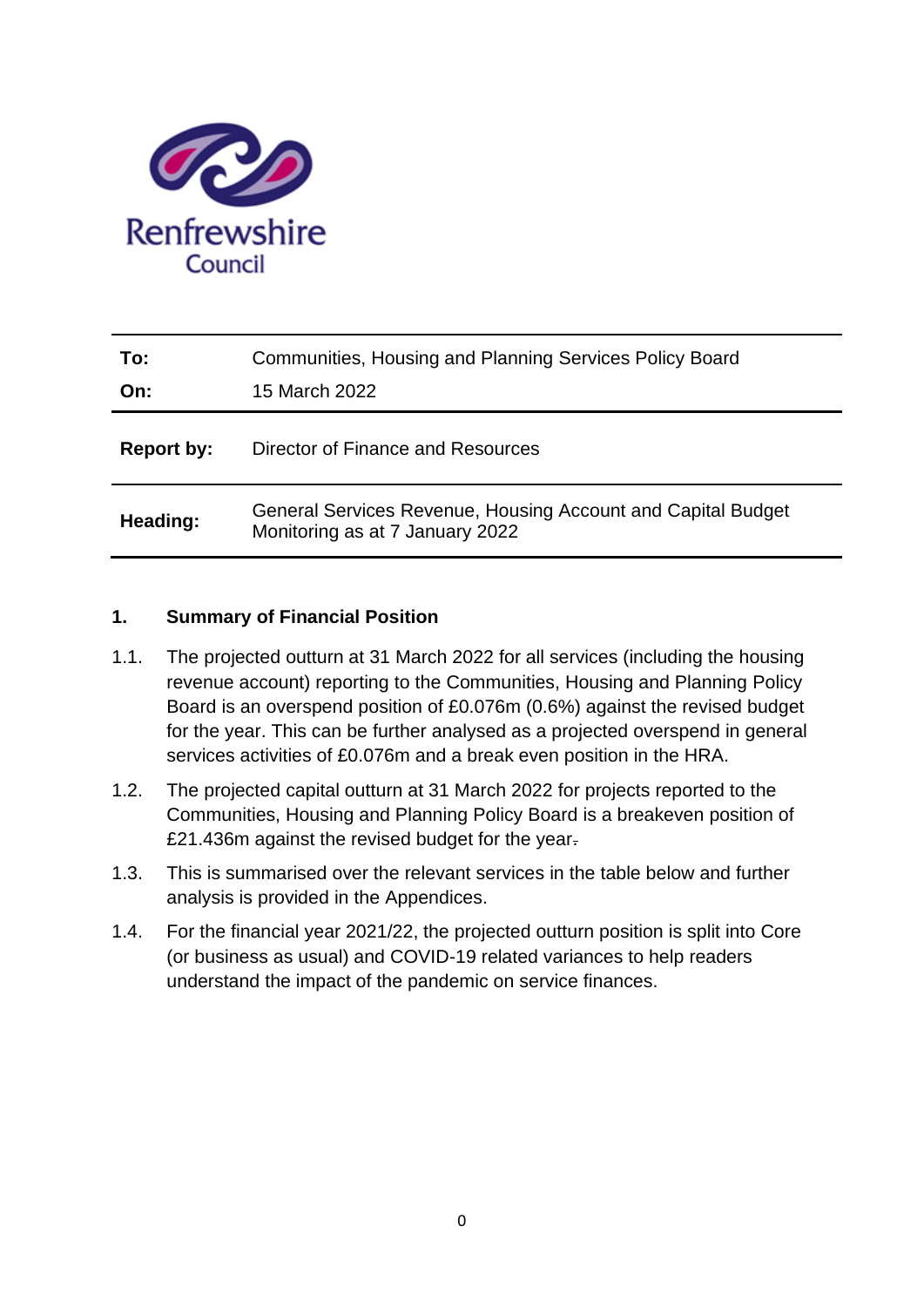Renfrewshire Council

| | |
|---|---|
| **To:** | Communities, Housing and Planning Services Policy Board |
| **On:** | 15 March 2022 |
| **Report by:** | Director of Finance and Resources |
| **Heading:** | General Services Revenue, Housing Account and Capital Budget Monitoring as at 7 January 2022 |

## 1. Summary of Financial Position

1.1. The projected outturn at 31 March 2022 for all services (including the housing revenue account) reporting to the Communities, Housing and Planning Policy Board is an overspend position of £0.076m (0.6%) against the revised budget for the year. This can be further analysed as a projected overspend in general services activities of £0.076m and a break even position in the HRA.

1.2. The projected capital outturn at 31 March 2022 for projects reported to the Communities, Housing and Planning Policy Board is a breakeven position of £21.436m against the revised budget for the year.

1.3. This is summarised over the relevant services in the table below and further analysis is provided in the Appendices.

1.4. For the financial year 2021/22, the projected outturn position is split into Core (or business as usual) and COVID-19 related variances to help readers understand the impact of the pandemic on service finances.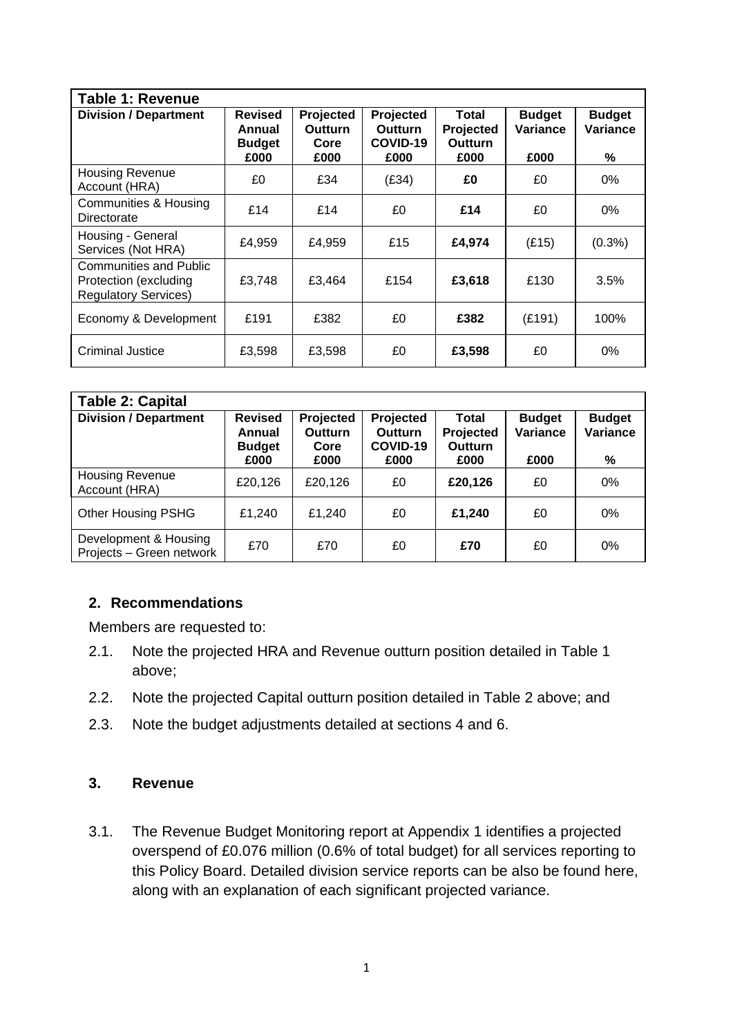| Table 1: Revenue | | | | | | |
|---|---|---|---|---|---|---|
| **Division / Department** | **Revised Annual Budget £000** | **Projected Outturn Core £000** | **Projected Outturn COVID-19 £000** | **Total Projected Outturn £000** | **Budget Variance £000** | **Budget Variance %** |
| Housing Revenue Account (HRA) | £0 | £34 | (£34) | **£0** | £0 | 0% |
| Communities & Housing Directorate | £14 | £14 | £0 | **£14** | £0 | 0% |
| Housing - General Services (Not HRA) | £4,959 | £4,959 | £15 | **£4,974** | (£15) | (0.3%) |
| Communities and Public Protection (excluding Regulatory Services) | £3,748 | £3,464 | £154 | **£3,618** | £130 | 3.5% |
| Economy & Development | £191 | £382 | £0 | **£382** | (£191) | 100% |
| Criminal Justice | £3,598 | £3,598 | £0 | **£3,598** | £0 | 0% |

| Table 2: Capital | | | | | | |
|---|---|---|---|---|---|---|
| **Division / Department** | **Revised Annual Budget £000** | **Projected Outturn Core £000** | **Projected Outturn COVID-19 £000** | **Total Projected Outturn £000** | **Budget Variance £000** | **Budget Variance %** |
| Housing Revenue Account (HRA) | £20,126 | £20,126 | £0 | **£20,126** | £0 | 0% |
| Other Housing PSHG | £1,240 | £1,240 | £0 | **£1,240** | £0 | 0% |
| Development & Housing Projects – Green network | £70 | £70 | £0 | **£70** | £0 | 0% |

## 2. Recommendations

Members are requested to:

2.1. Note the projected HRA and Revenue outturn position detailed in Table 1 above;

2.2. Note the projected Capital outturn position detailed in Table 2 above; and

2.3. Note the budget adjustments detailed at sections 4 and 6.

## 3. Revenue

3.1. The Revenue Budget Monitoring report at Appendix 1 identifies a projected overspend of £0.076 million (0.6% of total budget) for all services reporting to this Policy Board. Detailed division service reports can be also be found here, along with an explanation of each significant projected variance.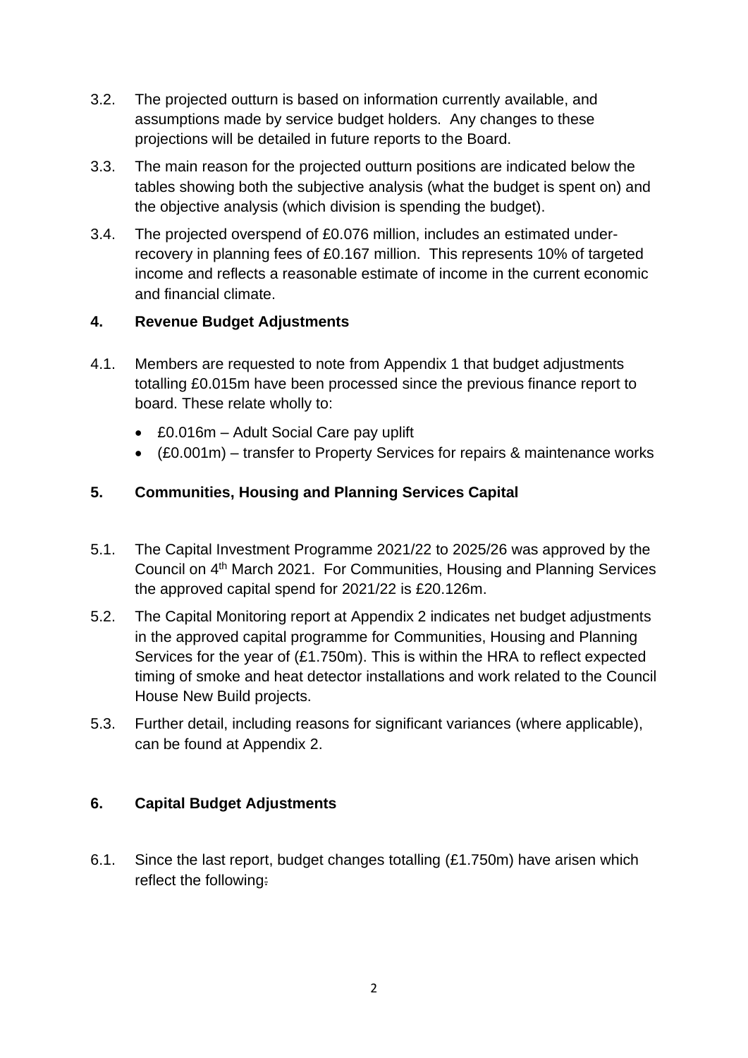3.2. The projected outturn is based on information currently available, and assumptions made by service budget holders. Any changes to these projections will be detailed in future reports to the Board.

3.3. The main reason for the projected outturn positions are indicated below the tables showing both the subjective analysis (what the budget is spent on) and the objective analysis (which division is spending the budget).

3.4. The projected overspend of £0.076 million, includes an estimated under-recovery in planning fees of £0.167 million. This represents 10% of targeted income and reflects a reasonable estimate of income in the current economic and financial climate.

## 4. Revenue Budget Adjustments

4.1. Members are requested to note from Appendix 1 that budget adjustments totalling £0.015m have been processed since the previous finance report to board. These relate wholly to:

- £0.016m – Adult Social Care pay uplift
- (£0.001m) – transfer to Property Services for repairs & maintenance works

## 5. Communities, Housing and Planning Services Capital

5.1. The Capital Investment Programme 2021/22 to 2025/26 was approved by the Council on 4th March 2021. For Communities, Housing and Planning Services the approved capital spend for 2021/22 is £20.126m.

5.2. The Capital Monitoring report at Appendix 2 indicates net budget adjustments in the approved capital programme for Communities, Housing and Planning Services for the year of (£1.750m). This is within the HRA to reflect expected timing of smoke and heat detector installations and work related to the Council House New Build projects.

5.3. Further detail, including reasons for significant variances (where applicable), can be found at Appendix 2.

## 6. Capital Budget Adjustments

6.1. Since the last report, budget changes totalling (£1.750m) have arisen which reflect the following: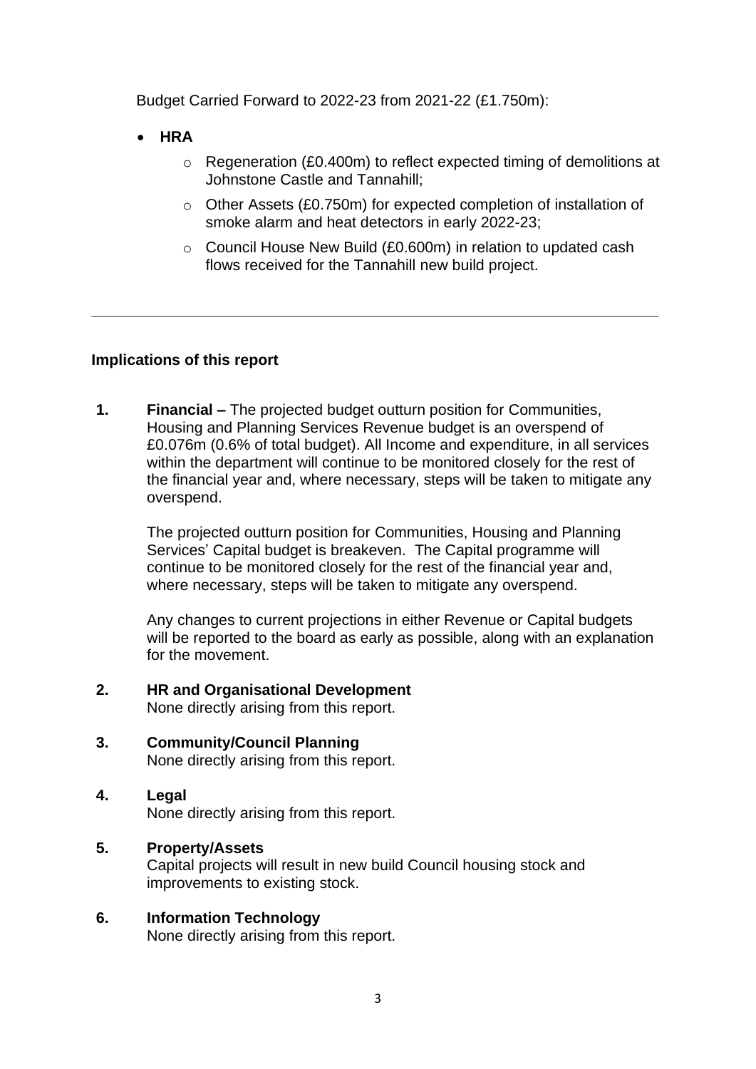Budget Carried Forward to 2022-23 from 2021-22 (£1.750m):

- **HRA**
  - Regeneration (£0.400m) to reflect expected timing of demolitions at Johnstone Castle and Tannahill;
  - Other Assets (£0.750m) for expected completion of installation of smoke alarm and heat detectors in early 2022-23;
  - Council House New Build (£0.600m) in relation to updated cash flows received for the Tannahill new build project.

---

## Implications of this report

**1. Financial –** The projected budget outturn position for Communities, Housing and Planning Services Revenue budget is an overspend of £0.076m (0.6% of total budget). All Income and expenditure, in all services within the department will continue to be monitored closely for the rest of the financial year and, where necessary, steps will be taken to mitigate any overspend.

The projected outturn position for Communities, Housing and Planning Services' Capital budget is breakeven. The Capital programme will continue to be monitored closely for the rest of the financial year and, where necessary, steps will be taken to mitigate any overspend.

Any changes to current projections in either Revenue or Capital budgets will be reported to the board as early as possible, along with an explanation for the movement.

**2. HR and Organisational Development**
None directly arising from this report.

**3. Community/Council Planning**
None directly arising from this report.

**4. Legal**
None directly arising from this report.

**5. Property/Assets**
Capital projects will result in new build Council housing stock and improvements to existing stock.

**6. Information Technology**
None directly arising from this report.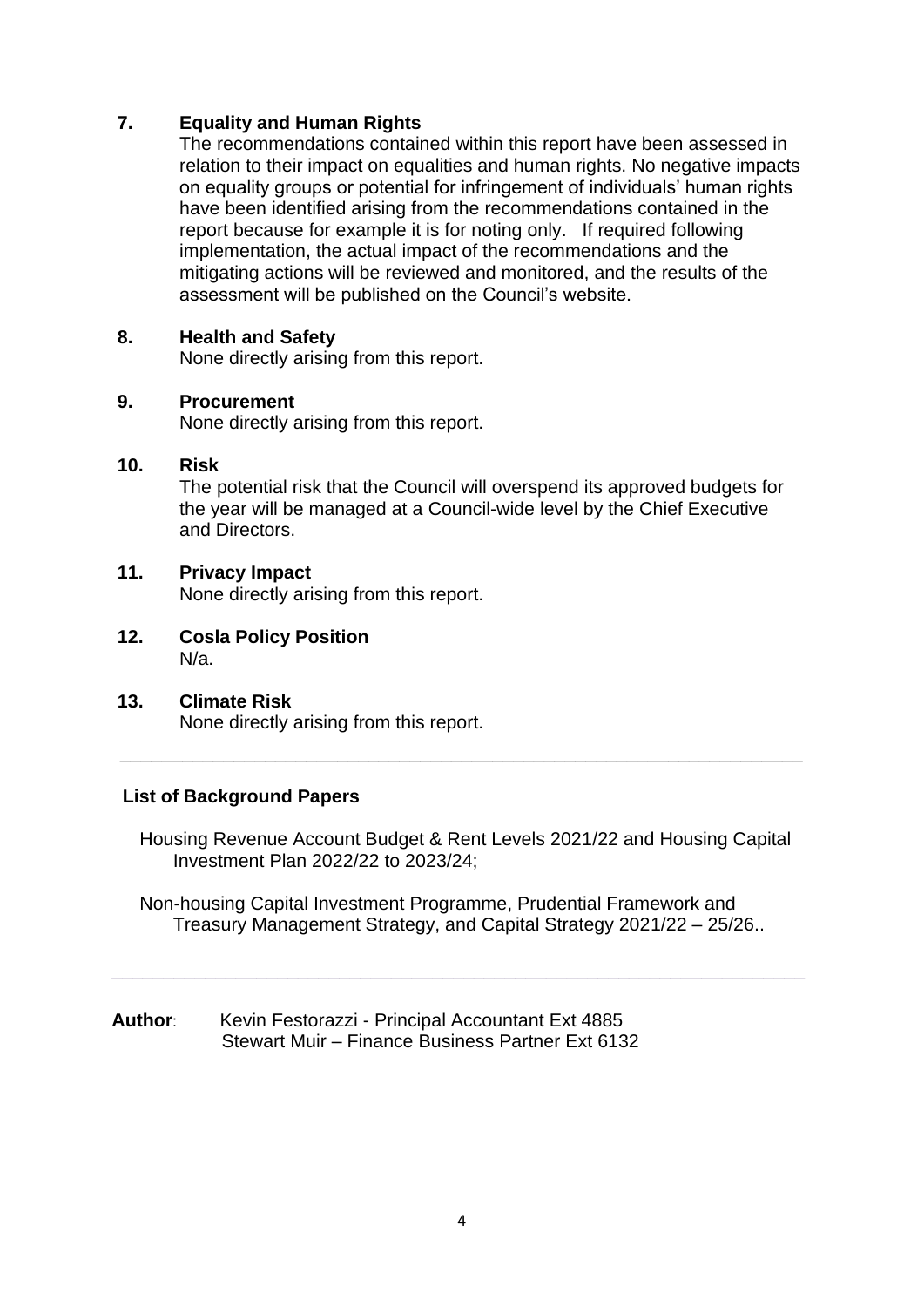## 7. Equality and Human Rights

The recommendations contained within this report have been assessed in relation to their impact on equalities and human rights. No negative impacts on equality groups or potential for infringement of individuals' human rights have been identified arising from the recommendations contained in the report because for example it is for noting only. If required following implementation, the actual impact of the recommendations and the mitigating actions will be reviewed and monitored, and the results of the assessment will be published on the Council's website.

## 8. Health and Safety

None directly arising from this report.

## 9. Procurement

None directly arising from this report.

## 10. Risk

The potential risk that the Council will overspend its approved budgets for the year will be managed at a Council-wide level by the Chief Executive and Directors.

## 11. Privacy Impact

None directly arising from this report.

## 12. Cosla Policy Position

N/a.

## 13. Climate Risk

None directly arising from this report.

---

### List of Background Papers

Housing Revenue Account Budget & Rent Levels 2021/22 and Housing Capital Investment Plan 2022/22 to 2023/24;

Non-housing Capital Investment Programme, Prudential Framework and Treasury Management Strategy, and Capital Strategy 2021/22 – 25/26..

---

**Author**: Kevin Festorazzi - Principal Accountant Ext 4885
Stewart Muir – Finance Business Partner Ext 6132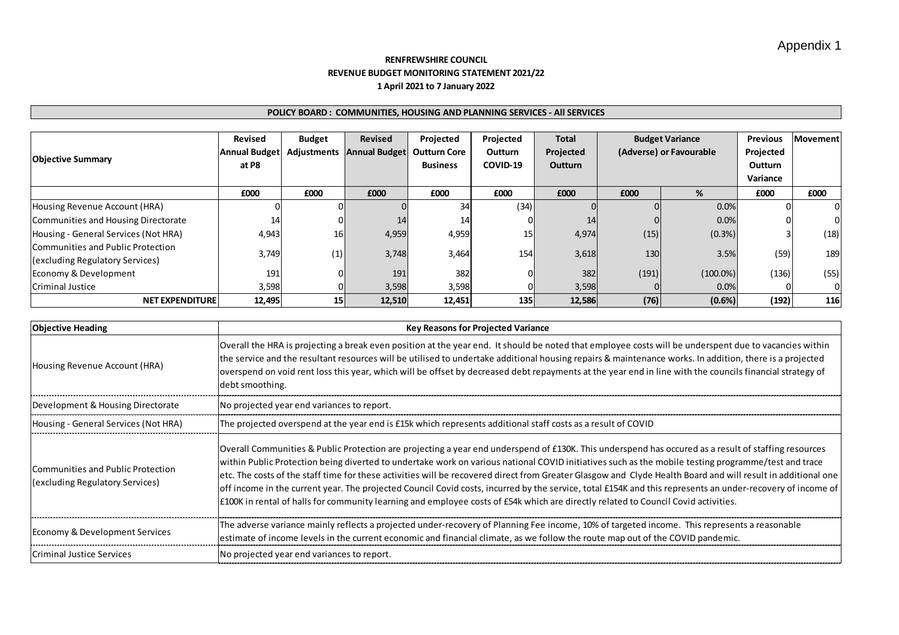Appendix 1

**RENFREWSHIRE COUNCIL**
**REVENUE BUDGET MONITORING STATEMENT 2021/22**
**1 April 2021 to 7 January 2022**

**POLICY BOARD : COMMUNITIES, HOUSING AND PLANNING SERVICES - All SERVICES**

| Objective Summary | Revised Annual Budget at P8 | Budget Adjustments | Revised Annual Budget | Projected Outturn Core Business | Projected Outturn COVID-19 | Total Projected Outturn | Budget Variance (Adverse) or Favourable | | Previous Projected Outturn Variance | Movement |
|---|---|---|---|---|---|---|---|---|---|---|
| | £000 | £000 | £000 | £000 | £000 | £000 | £000 | % | £000 | £000 |
| Housing Revenue Account (HRA) | 0 | 0 | 0 | 34 | (34) | 0 | 0 | 0.0% | 0 | 0 |
| Communities and Housing Directorate | 14 | 0 | 14 | 14 | 0 | 14 | 0 | 0.0% | 0 | 0 |
| Housing - General Services (Not HRA) | 4,943 | 16 | 4,959 | 4,959 | 15 | 4,974 | (15) | (0.3%) | 3 | (18) |
| Communities and Public Protection (excluding Regulatory Services) | 3,749 | (1) | 3,748 | 3,464 | 154 | 3,618 | 130 | 3.5% | (59) | 189 |
| Economy & Development | 191 | 0 | 191 | 382 | 0 | 382 | (191) | (100.0%) | (136) | (55) |
| Criminal Justice | 3,598 | 0 | 3,598 | 3,598 | 0 | 3,598 | 0 | 0.0% | 0 | 0 |
| **NET EXPENDITURE** | **12,495** | **15** | **12,510** | **12,451** | **135** | **12,586** | **(76)** | **(0.6%)** | **(192)** | **116** |

| Objective Heading | Key Reasons for Projected Variance |
|---|---|
| Housing Revenue Account (HRA) | Overall the HRA is projecting a break even position at the year end. It should be noted that employee costs will be underspent due to vacancies within the service and the resultant resources will be utilised to undertake additional housing repairs & maintenance works. In addition, there is a projected overspend on void rent loss this year, which will be offset by decreased debt repayments at the year end in line with the councils financial strategy of debt smoothing. |
| Development & Housing Directorate | No projected year end variances to report. |
| Housing - General Services (Not HRA) | The projected overspend at the year end is £15k which represents additional staff costs as a result of COVID |
| Communities and Public Protection (excluding Regulatory Services) | Overall Communities & Public Protection are projecting a year end underspend of £130K. This underspend has occured as a result of staffing resources within Public Protection being diverted to undertake work on various national COVID initiatives such as the mobile testing programme/test and trace etc. The costs of the staff time for these activities will be recovered direct from Greater Glasgow and Clyde Health Board and will result in additional one off income in the current year. The projected Council Covid costs, incurred by the service, total £154K and this represents an under-recovery of income of £100K in rental of halls for community learning and employee costs of £54k which are directly related to Council Covid activities. |
| Economy & Development Services | The adverse variance mainly reflects a projected under-recovery of Planning Fee income, 10% of targeted income. This represents a reasonable estimate of income levels in the current economic and financial climate, as we follow the route map out of the COVID pandemic. |
| Criminal Justice Services | No projected year end variances to report. |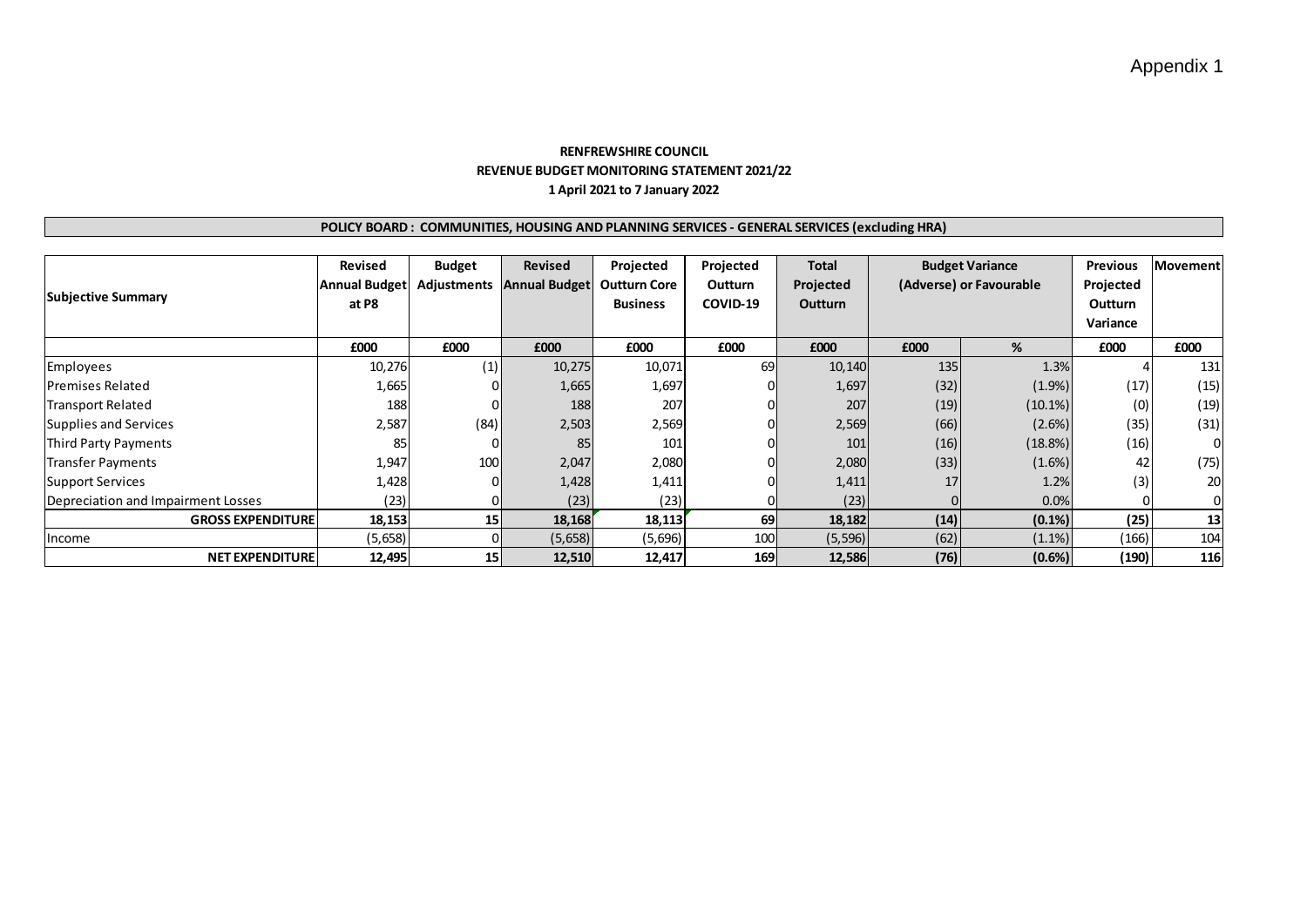Appendix 1

**RENFREWSHIRE COUNCIL**
**REVENUE BUDGET MONITORING STATEMENT 2021/22**
**1 April 2021 to 7 January 2022**

**POLICY BOARD : COMMUNITIES, HOUSING AND PLANNING SERVICES - GENERAL SERVICES (excluding HRA)**

| Subjective Summary | Revised Annual Budget at P8 | Budget Adjustments | Revised Annual Budget | Projected Outturn Core Business | Projected Outturn COVID-19 | Total Projected Outturn | Budget Variance (Adverse) or Favourable | | Previous Projected Outturn Variance | Movement |
|---|---|---|---|---|---|---|---|---|---|---|
| | £000 | £000 | £000 | £000 | £000 | £000 | £000 | % | £000 | £000 |
| Employees | 10,276 | (1) | 10,275 | 10,071 | 69 | 10,140 | 135 | 1.3% | 4 | 131 |
| Premises Related | 1,665 | 0 | 1,665 | 1,697 | 0 | 1,697 | (32) | (1.9%) | (17) | (15) |
| Transport Related | 188 | 0 | 188 | 207 | 0 | 207 | (19) | (10.1%) | (0) | (19) |
| Supplies and Services | 2,587 | (84) | 2,503 | 2,569 | 0 | 2,569 | (66) | (2.6%) | (35) | (31) |
| Third Party Payments | 85 | 0 | 85 | 101 | 0 | 101 | (16) | (18.8%) | (16) | 0 |
| Transfer Payments | 1,947 | 100 | 2,047 | 2,080 | 0 | 2,080 | (33) | (1.6%) | 42 | (75) |
| Support Services | 1,428 | 0 | 1,428 | 1,411 | 0 | 1,411 | 17 | 1.2% | (3) | 20 |
| Depreciation and Impairment Losses | (23) | 0 | (23) | (23) | 0 | (23) | 0 | 0.0% | 0 | 0 |
| **GROSS EXPENDITURE** | **18,153** | **15** | **18,168** | **18,113** | **69** | **18,182** | **(14)** | **(0.1%)** | **(25)** | **13** |
| Income | (5,658) | 0 | (5,658) | (5,696) | 100 | (5,596) | (62) | (1.1%) | (166) | 104 |
| **NET EXPENDITURE** | **12,495** | **15** | **12,510** | **12,417** | **169** | **12,586** | **(76)** | **(0.6%)** | **(190)** | **116** |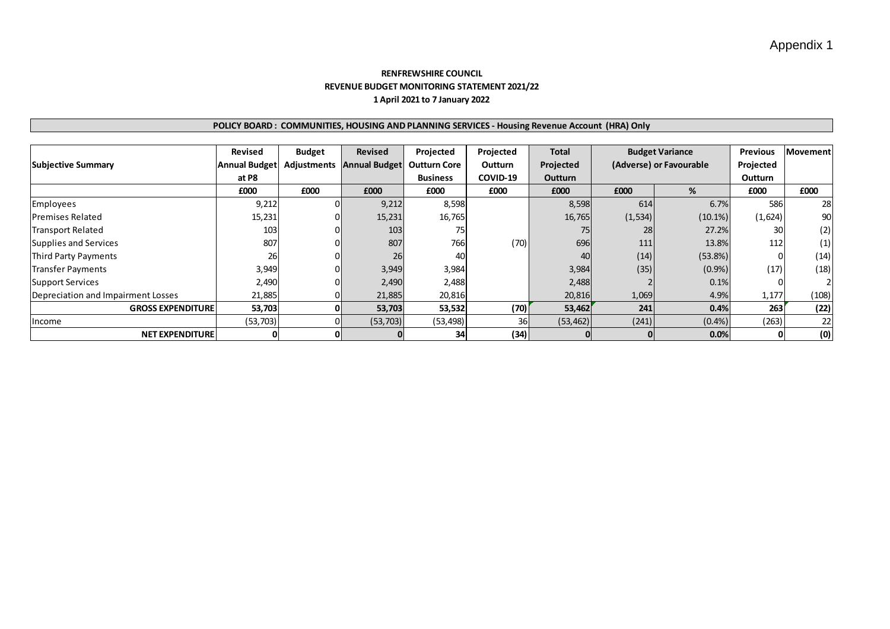Appendix 1

**RENFREWSHIRE COUNCIL**
**REVENUE BUDGET MONITORING STATEMENT 2021/22**
**1 April 2021 to 7 January 2022**

**POLICY BOARD : COMMUNITIES, HOUSING AND PLANNING SERVICES - Housing Revenue Account (HRA) Only**

| Subjective Summary | Revised Annual Budget at P8 | Budget Adjustments | Revised Annual Budget | Projected Outturn Core Business | Projected Outturn COVID-19 | Total Projected Outturn | Budget Variance (Adverse) or Favourable | | Previous Projected Outturn | Movement |
|---|---|---|---|---|---|---|---|---|---|---|
| | £000 | £000 | £000 | £000 | £000 | £000 | £000 | % | £000 | £000 |
| Employees | 9,212 | 0 | 9,212 | 8,598 | | 8,598 | 614 | 6.7% | 586 | 28 |
| Premises Related | 15,231 | 0 | 15,231 | 16,765 | | 16,765 | (1,534) | (10.1%) | (1,624) | 90 |
| Transport Related | 103 | 0 | 103 | 75 | | 75 | 28 | 27.2% | 30 | (2) |
| Supplies and Services | 807 | 0 | 807 | 766 | (70) | 696 | 111 | 13.8% | 112 | (1) |
| Third Party Payments | 26 | 0 | 26 | 40 | | 40 | (14) | (53.8%) | 0 | (14) |
| Transfer Payments | 3,949 | 0 | 3,949 | 3,984 | | 3,984 | (35) | (0.9%) | (17) | (18) |
| Support Services | 2,490 | 0 | 2,490 | 2,488 | | 2,488 | 2 | 0.1% | 0 | 2 |
| Depreciation and Impairment Losses | 21,885 | 0 | 21,885 | 20,816 | | 20,816 | 1,069 | 4.9% | 1,177 | (108) |
| **GROSS EXPENDITURE** | **53,703** | **0** | **53,703** | **53,532** | **(70)** | **53,462** | **241** | **0.4%** | **263** | **(22)** |
| Income | (53,703) | 0 | (53,703) | (53,498) | 36 | (53,462) | (241) | (0.4%) | (263) | 22 |
| **NET EXPENDITURE** | **0** | **0** | **0** | **34** | **(34)** | **0** | **0** | **0.0%** | **0** | **(0)** |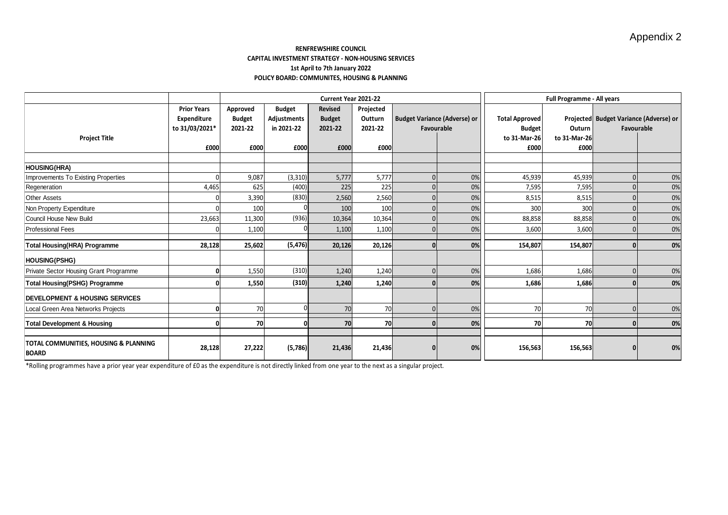Appendix 2

**RENFREWSHIRE COUNCIL**
**CAPITAL INVESTMENT STRATEGY - NON-HOUSING SERVICES**
**1st April to 7th January 2022**
**POLICY BOARD: COMMUNITES, HOUSING & PLANNING**

| | | Current Year 2021-22 | | | | | | Full Programme - All years | | | |
|---|---|---|---|---|---|---|---|---|---|---|---|
| Project Title | Prior Years Expenditure to 31/03/2021* £000 | Approved Budget 2021-22 £000 | Budget Adjustments in 2021-22 £000 | Revised Budget 2021-22 £000 | Projected Outturn 2021-22 £000 | Budget Variance (Adverse) or Favourable | | Total Approved Budget to 31-Mar-26 £000 | Projected Outturn to 31-Mar-26 £000 | Budget Variance (Adverse) or Favourable | |
| **HOUSING(HRA)** | | | | | | | | | | | |
| Improvements To Existing Properties | 0 | 9,087 | (3,310) | 5,777 | 5,777 | 0 | 0% | 45,939 | 45,939 | 0 | 0% |
| Regeneration | 4,465 | 625 | (400) | 225 | 225 | 0 | 0% | 7,595 | 7,595 | 0 | 0% |
| Other Assets | 0 | 3,390 | (830) | 2,560 | 2,560 | 0 | 0% | 8,515 | 8,515 | 0 | 0% |
| Non Property Expenditure | 0 | 100 | 0 | 100 | 100 | 0 | 0% | 300 | 300 | 0 | 0% |
| Council House New Build | 23,663 | 11,300 | (936) | 10,364 | 10,364 | 0 | 0% | 88,858 | 88,858 | 0 | 0% |
| Professional Fees | 0 | 1,100 | 0 | 1,100 | 1,100 | 0 | 0% | 3,600 | 3,600 | 0 | 0% |
| **Total Housing(HRA) Programme** | **28,128** | **25,602** | **(5,476)** | **20,126** | **20,126** | **0** | **0%** | **154,807** | **154,807** | **0** | **0%** |
| **HOUSING(PSHG)** | | | | | | | | | | | |
| Private Sector Housing Grant Programme | **0** | 1,550 | (310) | 1,240 | 1,240 | 0 | 0% | 1,686 | 1,686 | 0 | 0% |
| **Total Housing(PSHG) Programme** | **0** | **1,550** | **(310)** | **1,240** | **1,240** | **0** | **0%** | **1,686** | **1,686** | **0** | **0%** |
| **DEVELOPMENT & HOUSING SERVICES** | | | | | | | | | | | |
| Local Green Area Networks Projects | **0** | 70 | 0 | 70 | 70 | 0 | 0% | 70 | 70 | 0 | 0% |
| **Total Development & Housing** | **0** | **70** | **0** | **70** | **70** | **0** | **0%** | **70** | **70** | **0** | **0%** |
| **TOTAL COMMUNITIES, HOUSING & PLANNING BOARD** | **28,128** | **27,222** | **(5,786)** | **21,436** | **21,436** | **0** | **0%** | **156,563** | **156,563** | **0** | **0%** |

*Rolling programmes have a prior year year expenditure of £0 as the expenditure is not directly linked from one year to the next as a singular project.